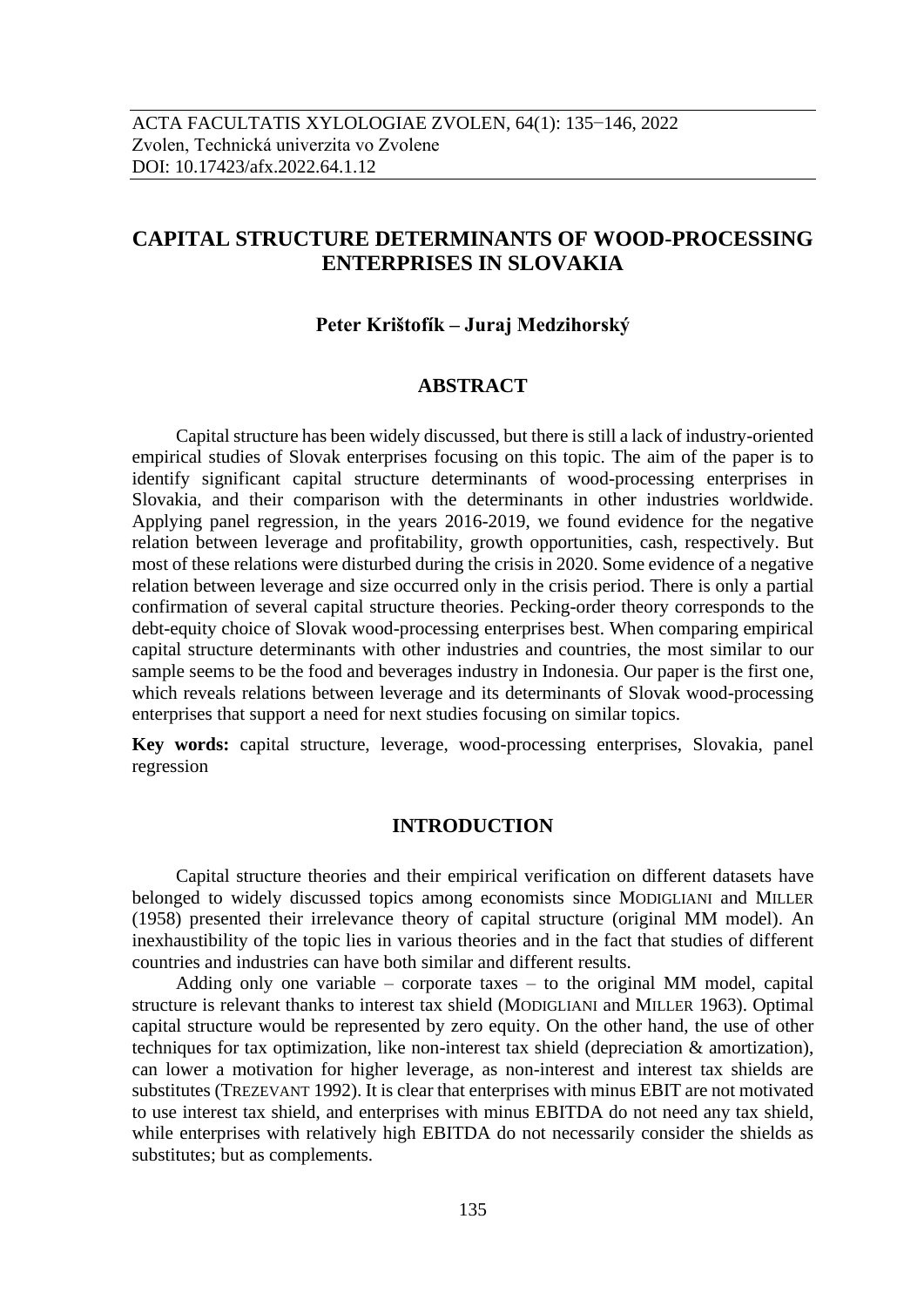ACTA FACULTATIS XYLOLOGIAE ZVOLEN, 64(1): 135−146, 2022
Zvolen, Technická univerzita vo Zvolene
DOI: 10.17423/afx.2022.64.1.12

# CAPITAL STRUCTURE DETERMINANTS OF WOOD-PROCESSING ENTERPRISES IN SLOVAKIA

**Peter Krištofík – Juraj Medzihorský**

## ABSTRACT

Capital structure has been widely discussed, but there is still a lack of industry-oriented empirical studies of Slovak enterprises focusing on this topic. The aim of the paper is to identify significant capital structure determinants of wood-processing enterprises in Slovakia, and their comparison with the determinants in other industries worldwide. Applying panel regression, in the years 2016-2019, we found evidence for the negative relation between leverage and profitability, growth opportunities, cash, respectively. But most of these relations were disturbed during the crisis in 2020. Some evidence of a negative relation between leverage and size occurred only in the crisis period. There is only a partial confirmation of several capital structure theories. Pecking-order theory corresponds to the debt-equity choice of Slovak wood-processing enterprises best. When comparing empirical capital structure determinants with other industries and countries, the most similar to our sample seems to be the food and beverages industry in Indonesia. Our paper is the first one, which reveals relations between leverage and its determinants of Slovak wood-processing enterprises that support a need for next studies focusing on similar topics.

**Key words:** capital structure, leverage, wood-processing enterprises, Slovakia, panel regression

## INTRODUCTION

Capital structure theories and their empirical verification on different datasets have belonged to widely discussed topics among economists since MODIGLIANI and MILLER (1958) presented their irrelevance theory of capital structure (original MM model). An inexhaustibility of the topic lies in various theories and in the fact that studies of different countries and industries can have both similar and different results.

Adding only one variable – corporate taxes – to the original MM model, capital structure is relevant thanks to interest tax shield (MODIGLIANI and MILLER 1963). Optimal capital structure would be represented by zero equity. On the other hand, the use of other techniques for tax optimization, like non-interest tax shield (depreciation & amortization), can lower a motivation for higher leverage, as non-interest and interest tax shields are substitutes (TREZEVANT 1992). It is clear that enterprises with minus EBIT are not motivated to use interest tax shield, and enterprises with minus EBITDA do not need any tax shield, while enterprises with relatively high EBITDA do not necessarily consider the shields as substitutes; but as complements.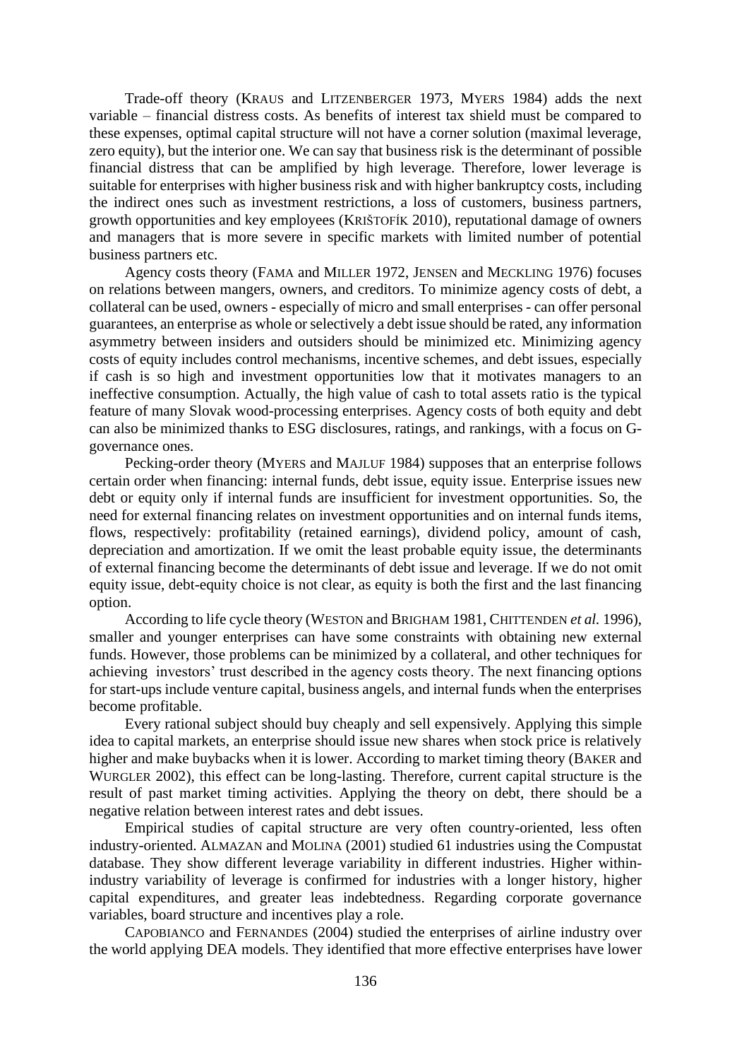Trade-off theory (KRAUS and LITZENBERGER 1973, MYERS 1984) adds the next variable – financial distress costs. As benefits of interest tax shield must be compared to these expenses, optimal capital structure will not have a corner solution (maximal leverage, zero equity), but the interior one. We can say that business risk is the determinant of possible financial distress that can be amplified by high leverage. Therefore, lower leverage is suitable for enterprises with higher business risk and with higher bankruptcy costs, including the indirect ones such as investment restrictions, a loss of customers, business partners, growth opportunities and key employees (KRIŠTOFÍK 2010), reputational damage of owners and managers that is more severe in specific markets with limited number of potential business partners etc.

Agency costs theory (FAMA and MILLER 1972, JENSEN and MECKLING 1976) focuses on relations between mangers, owners, and creditors. To minimize agency costs of debt, a collateral can be used, owners - especially of micro and small enterprises - can offer personal guarantees, an enterprise as whole or selectively a debt issue should be rated, any information asymmetry between insiders and outsiders should be minimized etc. Minimizing agency costs of equity includes control mechanisms, incentive schemes, and debt issues, especially if cash is so high and investment opportunities low that it motivates managers to an ineffective consumption. Actually, the high value of cash to total assets ratio is the typical feature of many Slovak wood-processing enterprises. Agency costs of both equity and debt can also be minimized thanks to ESG disclosures, ratings, and rankings, with a focus on G-governance ones.

Pecking-order theory (MYERS and MAJLUF 1984) supposes that an enterprise follows certain order when financing: internal funds, debt issue, equity issue. Enterprise issues new debt or equity only if internal funds are insufficient for investment opportunities. So, the need for external financing relates on investment opportunities and on internal funds items, flows, respectively: profitability (retained earnings), dividend policy, amount of cash, depreciation and amortization. If we omit the least probable equity issue, the determinants of external financing become the determinants of debt issue and leverage. If we do not omit equity issue, debt-equity choice is not clear, as equity is both the first and the last financing option.

According to life cycle theory (WESTON and BRIGHAM 1981, CHITTENDEN *et al.* 1996), smaller and younger enterprises can have some constraints with obtaining new external funds. However, those problems can be minimized by a collateral, and other techniques for achieving investors' trust described in the agency costs theory. The next financing options for start-ups include venture capital, business angels, and internal funds when the enterprises become profitable.

Every rational subject should buy cheaply and sell expensively. Applying this simple idea to capital markets, an enterprise should issue new shares when stock price is relatively higher and make buybacks when it is lower. According to market timing theory (BAKER and WURGLER 2002), this effect can be long-lasting. Therefore, current capital structure is the result of past market timing activities. Applying the theory on debt, there should be a negative relation between interest rates and debt issues.

Empirical studies of capital structure are very often country-oriented, less often industry-oriented. ALMAZAN and MOLINA (2001) studied 61 industries using the Compustat database. They show different leverage variability in different industries. Higher within-industry variability of leverage is confirmed for industries with a longer history, higher capital expenditures, and greater leas indebtedness. Regarding corporate governance variables, board structure and incentives play a role.

CAPOBIANCO and FERNANDES (2004) studied the enterprises of airline industry over the world applying DEA models. They identified that more effective enterprises have lower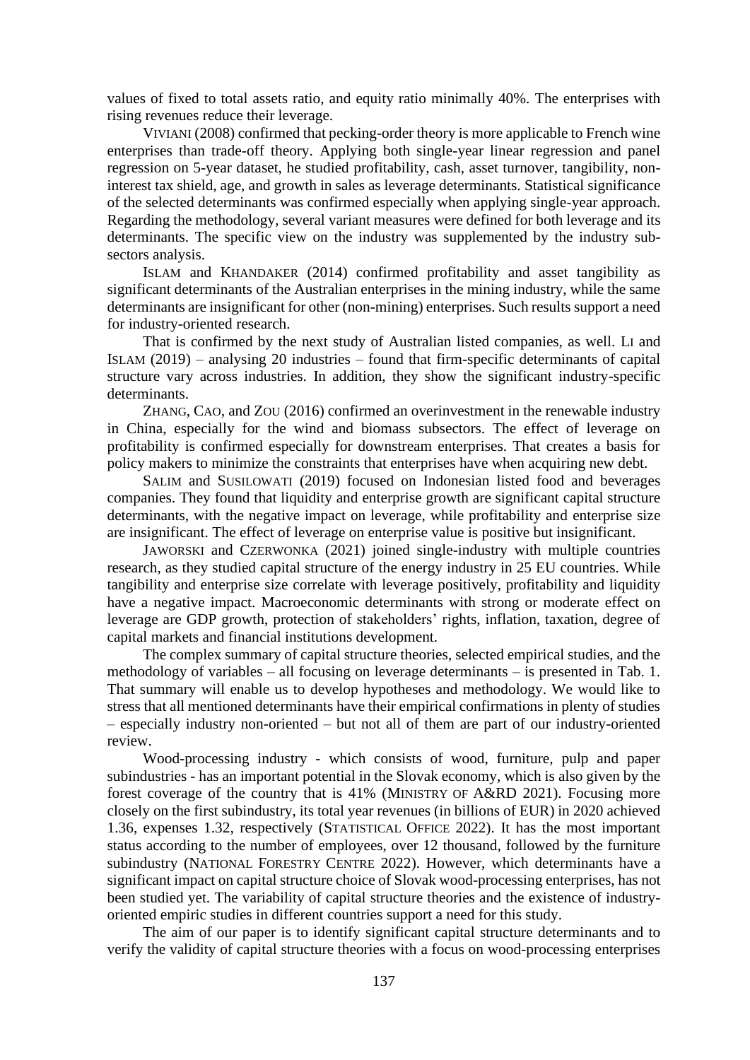values of fixed to total assets ratio, and equity ratio minimally 40%. The enterprises with rising revenues reduce their leverage.

VIVIANI (2008) confirmed that pecking-order theory is more applicable to French wine enterprises than trade-off theory. Applying both single-year linear regression and panel regression on 5-year dataset, he studied profitability, cash, asset turnover, tangibility, non-interest tax shield, age, and growth in sales as leverage determinants. Statistical significance of the selected determinants was confirmed especially when applying single-year approach. Regarding the methodology, several variant measures were defined for both leverage and its determinants. The specific view on the industry was supplemented by the industry sub-sectors analysis.

ISLAM and KHANDAKER (2014) confirmed profitability and asset tangibility as significant determinants of the Australian enterprises in the mining industry, while the same determinants are insignificant for other (non-mining) enterprises. Such results support a need for industry-oriented research.

That is confirmed by the next study of Australian listed companies, as well. LI and ISLAM (2019) – analysing 20 industries – found that firm-specific determinants of capital structure vary across industries. In addition, they show the significant industry-specific determinants.

ZHANG, CAO, and ZOU (2016) confirmed an overinvestment in the renewable industry in China, especially for the wind and biomass subsectors. The effect of leverage on profitability is confirmed especially for downstream enterprises. That creates a basis for policy makers to minimize the constraints that enterprises have when acquiring new debt.

SALIM and SUSILOWATI (2019) focused on Indonesian listed food and beverages companies. They found that liquidity and enterprise growth are significant capital structure determinants, with the negative impact on leverage, while profitability and enterprise size are insignificant. The effect of leverage on enterprise value is positive but insignificant.

JAWORSKI and CZERWONKA (2021) joined single-industry with multiple countries research, as they studied capital structure of the energy industry in 25 EU countries. While tangibility and enterprise size correlate with leverage positively, profitability and liquidity have a negative impact. Macroeconomic determinants with strong or moderate effect on leverage are GDP growth, protection of stakeholders' rights, inflation, taxation, degree of capital markets and financial institutions development.

The complex summary of capital structure theories, selected empirical studies, and the methodology of variables – all focusing on leverage determinants – is presented in Tab. 1. That summary will enable us to develop hypotheses and methodology. We would like to stress that all mentioned determinants have their empirical confirmations in plenty of studies – especially industry non-oriented – but not all of them are part of our industry-oriented review.

Wood-processing industry - which consists of wood, furniture, pulp and paper subindustries - has an important potential in the Slovak economy, which is also given by the forest coverage of the country that is 41% (MINISTRY OF A&RD 2021). Focusing more closely on the first subindustry, its total year revenues (in billions of EUR) in 2020 achieved 1.36, expenses 1.32, respectively (STATISTICAL OFFICE 2022). It has the most important status according to the number of employees, over 12 thousand, followed by the furniture subindustry (NATIONAL FORESTRY CENTRE 2022). However, which determinants have a significant impact on capital structure choice of Slovak wood-processing enterprises, has not been studied yet. The variability of capital structure theories and the existence of industry-oriented empiric studies in different countries support a need for this study.

The aim of our paper is to identify significant capital structure determinants and to verify the validity of capital structure theories with a focus on wood-processing enterprises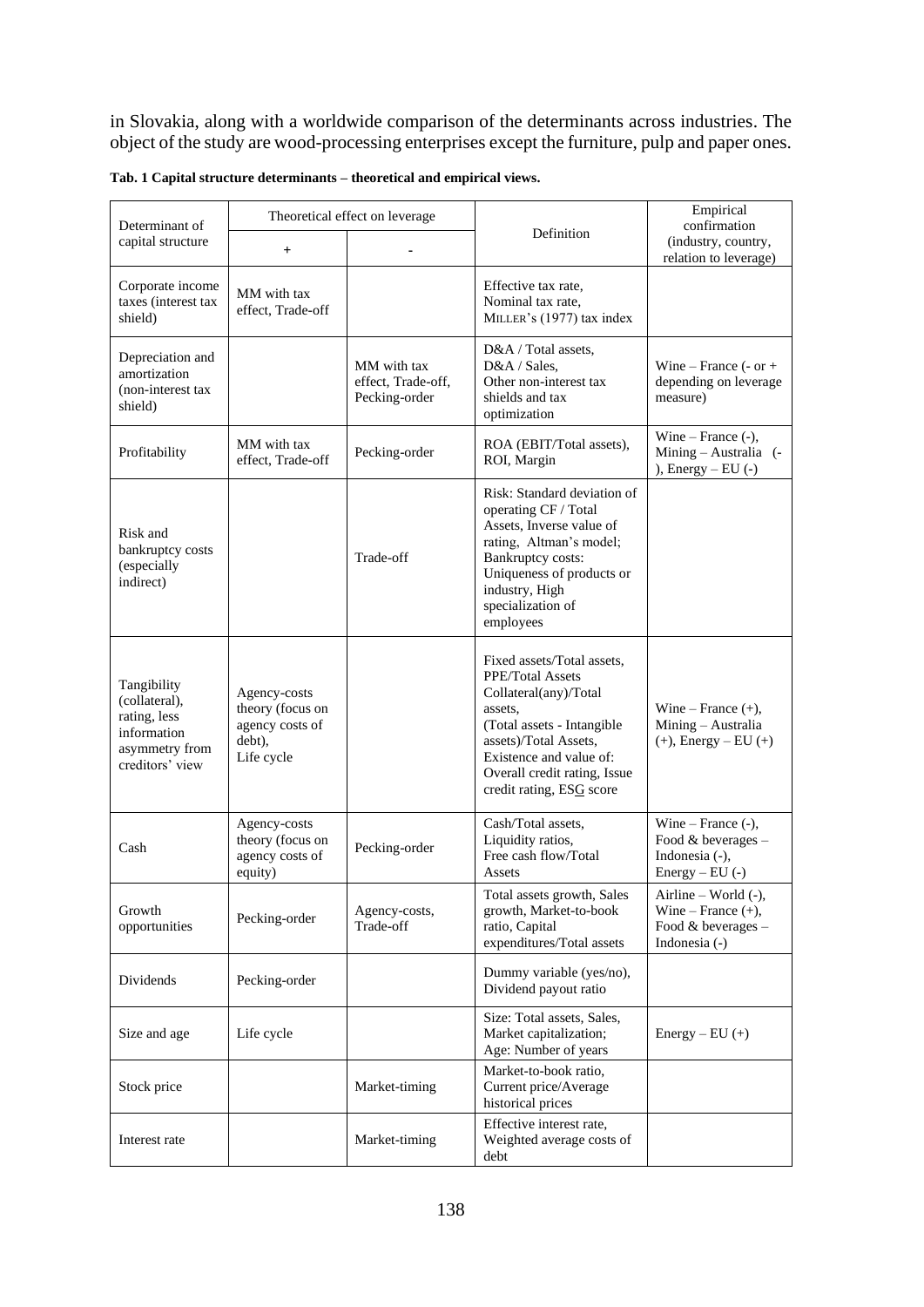in Slovakia, along with a worldwide comparison of the determinants across industries. The object of the study are wood-processing enterprises except the furniture, pulp and paper ones.

**Tab. 1 Capital structure determinants – theoretical and empirical views.**

| Determinant of capital structure | Theoretical effect on leverage | | Definition | Empirical confirmation (industry, country, relation to leverage) |
|---|---|---|---|---|
| | + | - | | |
| Corporate income taxes (interest tax shield) | MM with tax effect, Trade-off | | Effective tax rate, Nominal tax rate, MILLER's (1977) tax index | |
| Depreciation and amortization (non-interest tax shield) | | MM with tax effect, Trade-off, Pecking-order | D&A / Total assets, D&A / Sales, Other non-interest tax shields and tax optimization | Wine – France (- or + depending on leverage measure) |
| Profitability | MM with tax effect, Trade-off | Pecking-order | ROA (EBIT/Total assets), ROI, Margin | Wine – France (-), Mining – Australia (-), Energy – EU (-) |
| Risk and bankruptcy costs (especially indirect) | | Trade-off | Risk: Standard deviation of operating CF / Total Assets, Inverse value of rating, Altman's model; Bankruptcy costs: Uniqueness of products or industry, High specialization of employees | |
| Tangibility (collateral), rating, less information asymmetry from creditors' view | Agency-costs theory (focus on agency costs of debt), Life cycle | | Fixed assets/Total assets, PPE/Total Assets Collateral(any)/Total assets, (Total assets - Intangible assets)/Total Assets, Existence and value of: Overall credit rating, Issue credit rating, ESG score | Wine – France (+), Mining – Australia (+), Energy – EU (+) |
| Cash | Agency-costs theory (focus on agency costs of equity) | Pecking-order | Cash/Total assets, Liquidity ratios, Free cash flow/Total Assets | Wine – France (-), Food & beverages – Indonesia (-), Energy – EU (-) |
| Growth opportunities | Pecking-order | Agency-costs, Trade-off | Total assets growth, Sales growth, Market-to-book ratio, Capital expenditures/Total assets | Airline – World (-), Wine – France (+), Food & beverages – Indonesia (-) |
| Dividends | Pecking-order | | Dummy variable (yes/no), Dividend payout ratio | |
| Size and age | Life cycle | | Size: Total assets, Sales, Market capitalization; Age: Number of years | Energy – EU (+) |
| Stock price | | Market-timing | Market-to-book ratio, Current price/Average historical prices | |
| Interest rate | | Market-timing | Effective interest rate, Weighted average costs of debt | |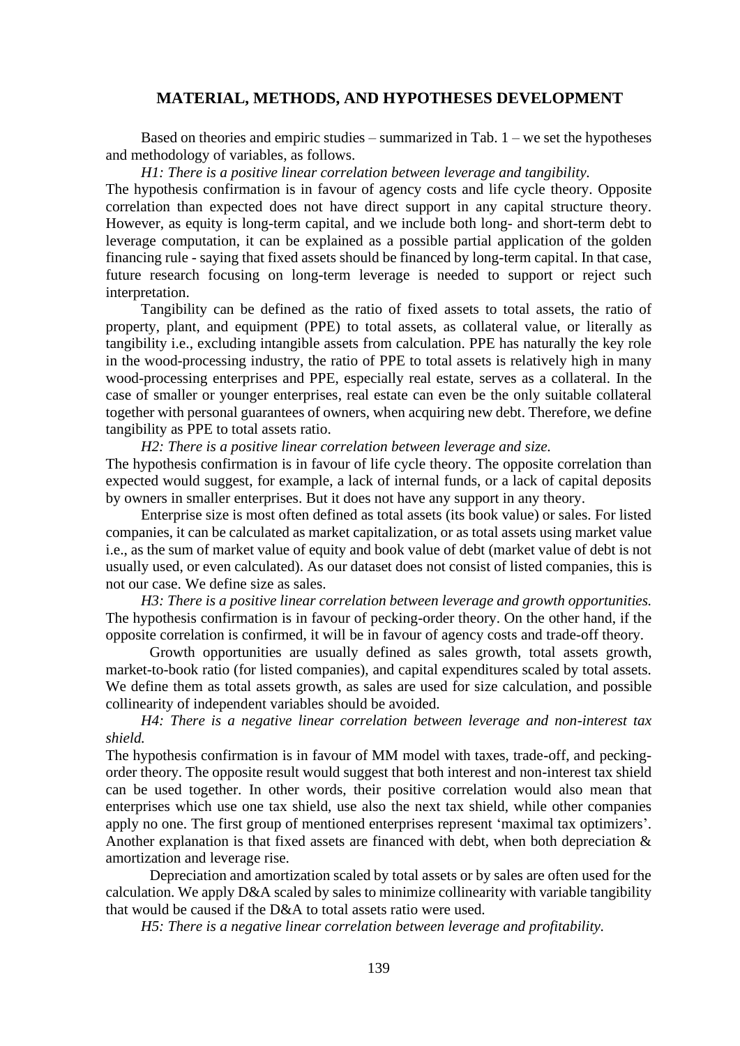## MATERIAL, METHODS, AND HYPOTHESES DEVELOPMENT

Based on theories and empiric studies – summarized in Tab. 1 – we set the hypotheses and methodology of variables, as follows.

*H1: There is a positive linear correlation between leverage and tangibility.*

The hypothesis confirmation is in favour of agency costs and life cycle theory. Opposite correlation than expected does not have direct support in any capital structure theory. However, as equity is long-term capital, and we include both long- and short-term debt to leverage computation, it can be explained as a possible partial application of the golden financing rule - saying that fixed assets should be financed by long-term capital. In that case, future research focusing on long-term leverage is needed to support or reject such interpretation.

Tangibility can be defined as the ratio of fixed assets to total assets, the ratio of property, plant, and equipment (PPE) to total assets, as collateral value, or literally as tangibility i.e., excluding intangible assets from calculation. PPE has naturally the key role in the wood-processing industry, the ratio of PPE to total assets is relatively high in many wood-processing enterprises and PPE, especially real estate, serves as a collateral. In the case of smaller or younger enterprises, real estate can even be the only suitable collateral together with personal guarantees of owners, when acquiring new debt. Therefore, we define tangibility as PPE to total assets ratio.

*H2: There is a positive linear correlation between leverage and size.*

The hypothesis confirmation is in favour of life cycle theory. The opposite correlation than expected would suggest, for example, a lack of internal funds, or a lack of capital deposits by owners in smaller enterprises. But it does not have any support in any theory.

Enterprise size is most often defined as total assets (its book value) or sales. For listed companies, it can be calculated as market capitalization, or as total assets using market value i.e., as the sum of market value of equity and book value of debt (market value of debt is not usually used, or even calculated). As our dataset does not consist of listed companies, this is not our case. We define size as sales.

*H3: There is a positive linear correlation between leverage and growth opportunities.*

The hypothesis confirmation is in favour of pecking-order theory. On the other hand, if the opposite correlation is confirmed, it will be in favour of agency costs and trade-off theory.

Growth opportunities are usually defined as sales growth, total assets growth, market-to-book ratio (for listed companies), and capital expenditures scaled by total assets. We define them as total assets growth, as sales are used for size calculation, and possible collinearity of independent variables should be avoided.

*H4: There is a negative linear correlation between leverage and non-interest tax shield.*

The hypothesis confirmation is in favour of MM model with taxes, trade-off, and pecking-order theory. The opposite result would suggest that both interest and non-interest tax shield can be used together. In other words, their positive correlation would also mean that enterprises which use one tax shield, use also the next tax shield, while other companies apply no one. The first group of mentioned enterprises represent 'maximal tax optimizers'. Another explanation is that fixed assets are financed with debt, when both depreciation & amortization and leverage rise.

Depreciation and amortization scaled by total assets or by sales are often used for the calculation. We apply D&A scaled by sales to minimize collinearity with variable tangibility that would be caused if the D&A to total assets ratio were used.

*H5: There is a negative linear correlation between leverage and profitability.*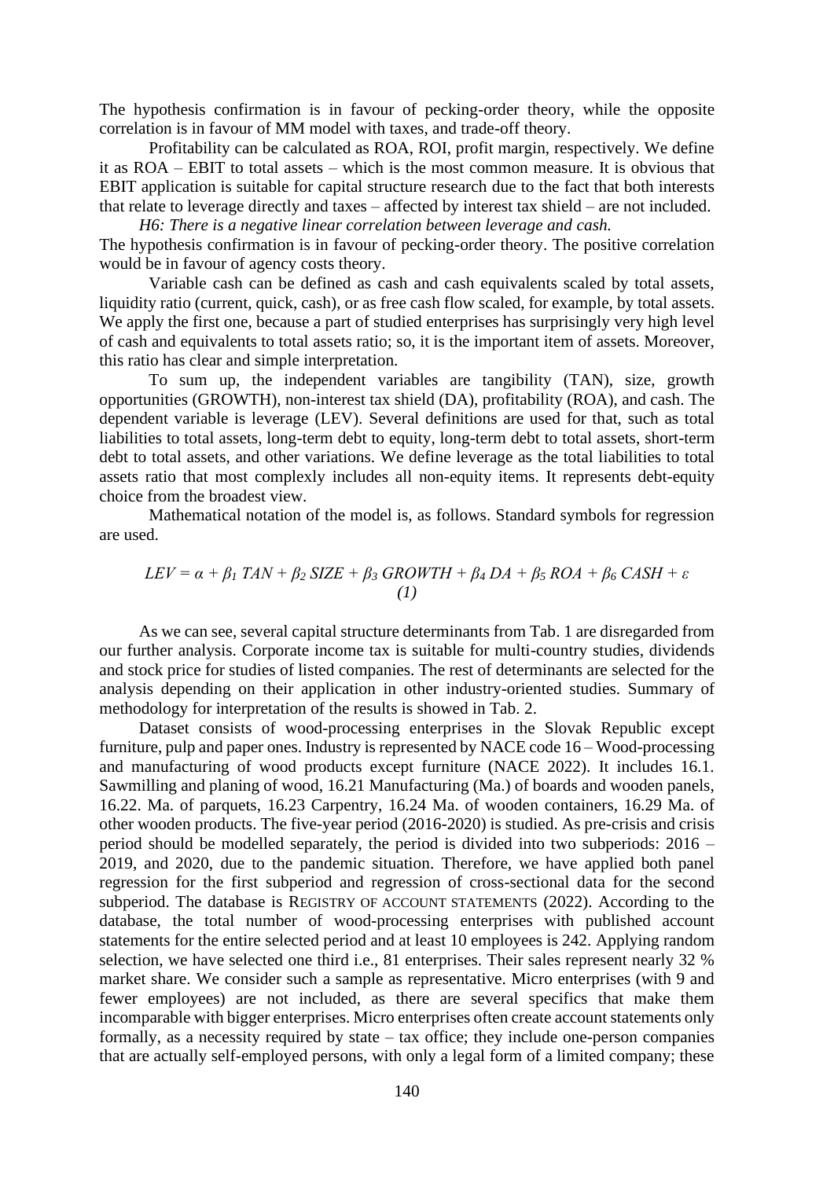The hypothesis confirmation is in favour of pecking-order theory, while the opposite correlation is in favour of MM model with taxes, and trade-off theory.

Profitability can be calculated as ROA, ROI, profit margin, respectively. We define it as ROA – EBIT to total assets – which is the most common measure. It is obvious that EBIT application is suitable for capital structure research due to the fact that both interests that relate to leverage directly and taxes – affected by interest tax shield – are not included.

*H6: There is a negative linear correlation between leverage and cash.*

The hypothesis confirmation is in favour of pecking-order theory. The positive correlation would be in favour of agency costs theory.

Variable cash can be defined as cash and cash equivalents scaled by total assets, liquidity ratio (current, quick, cash), or as free cash flow scaled, for example, by total assets. We apply the first one, because a part of studied enterprises has surprisingly very high level of cash and equivalents to total assets ratio; so, it is the important item of assets. Moreover, this ratio has clear and simple interpretation.

To sum up, the independent variables are tangibility (TAN), size, growth opportunities (GROWTH), non-interest tax shield (DA), profitability (ROA), and cash. The dependent variable is leverage (LEV). Several definitions are used for that, such as total liabilities to total assets, long-term debt to equity, long-term debt to total assets, short-term debt to total assets, and other variations. We define leverage as the total liabilities to total assets ratio that most complexly includes all non-equity items. It represents debt-equity choice from the broadest view.

Mathematical notation of the model is, as follows. Standard symbols for regression are used.

$$LEV = \alpha + \beta_1\, TAN + \beta_2\, SIZE + \beta_3\, GROWTH + \beta_4\, DA + \beta_5\, ROA + \beta_6\, CASH + \varepsilon \quad (1)$$

As we can see, several capital structure determinants from Tab. 1 are disregarded from our further analysis. Corporate income tax is suitable for multi-country studies, dividends and stock price for studies of listed companies. The rest of determinants are selected for the analysis depending on their application in other industry-oriented studies. Summary of methodology for interpretation of the results is showed in Tab. 2.

Dataset consists of wood-processing enterprises in the Slovak Republic except furniture, pulp and paper ones. Industry is represented by NACE code 16 – Wood-processing and manufacturing of wood products except furniture (NACE 2022). It includes 16.1. Sawmilling and planing of wood, 16.21 Manufacturing (Ma.) of boards and wooden panels, 16.22. Ma. of parquets, 16.23 Carpentry, 16.24 Ma. of wooden containers, 16.29 Ma. of other wooden products. The five-year period (2016-2020) is studied. As pre-crisis and crisis period should be modelled separately, the period is divided into two subperiods: 2016 – 2019, and 2020, due to the pandemic situation. Therefore, we have applied both panel regression for the first subperiod and regression of cross-sectional data for the second subperiod. The database is REGISTRY OF ACCOUNT STATEMENTS (2022). According to the database, the total number of wood-processing enterprises with published account statements for the entire selected period and at least 10 employees is 242. Applying random selection, we have selected one third i.e., 81 enterprises. Their sales represent nearly 32 % market share. We consider such a sample as representative. Micro enterprises (with 9 and fewer employees) are not included, as there are several specifics that make them incomparable with bigger enterprises. Micro enterprises often create account statements only formally, as a necessity required by state – tax office; they include one-person companies that are actually self-employed persons, with only a legal form of a limited company; these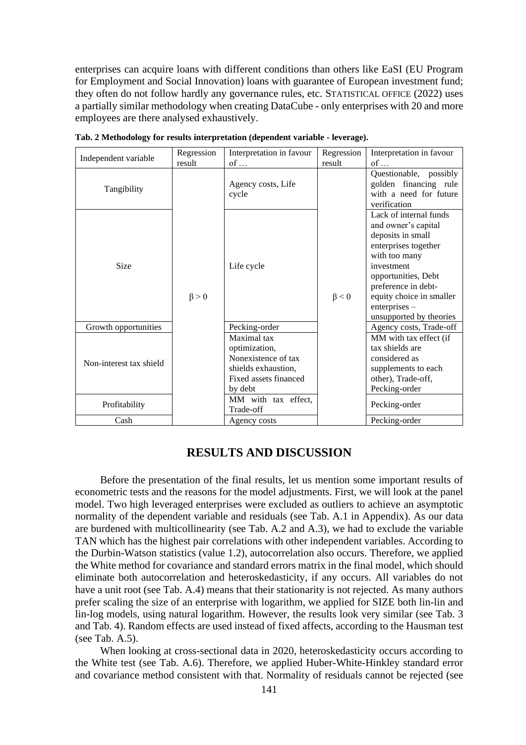enterprises can acquire loans with different conditions than others like EaSI (EU Program for Employment and Social Innovation) loans with guarantee of European investment fund; they often do not follow hardly any governance rules, etc. STATISTICAL OFFICE (2022) uses a partially similar methodology when creating DataCube - only enterprises with 20 and more employees are there analysed exhaustively.

**Tab. 2 Methodology for results interpretation (dependent variable - leverage).**

| Independent variable | Regression result | Interpretation in favour of … | Regression result | Interpretation in favour of … |
|---|---|---|---|---|
| Tangibility | $\beta > 0$ | Agency costs, Life cycle | $\beta < 0$ | Questionable, possibly golden financing rule with a need for future verification |
| Size | | Life cycle | | Lack of internal funds and owner's capital deposits in small enterprises together with too many investment opportunities, Debt preference in debt-equity choice in smaller enterprises – unsupported by theories |
| Growth opportunities | | Pecking-order | | Agency costs, Trade-off |
| Non-interest tax shield | | Maximal tax optimization, Nonexistence of tax shields exhaustion, Fixed assets financed by debt | | MM with tax effect (if tax shields are considered as supplements to each other), Trade-off, Pecking-order |
| Profitability | | MM with tax effect, Trade-off | | Pecking-order |
| Cash | | Agency costs | | Pecking-order |

## RESULTS AND DISCUSSION

Before the presentation of the final results, let us mention some important results of econometric tests and the reasons for the model adjustments. First, we will look at the panel model. Two high leveraged enterprises were excluded as outliers to achieve an asymptotic normality of the dependent variable and residuals (see Tab. A.1 in Appendix). As our data are burdened with multicollinearity (see Tab. A.2 and A.3), we had to exclude the variable TAN which has the highest pair correlations with other independent variables. According to the Durbin-Watson statistics (value 1.2), autocorrelation also occurs. Therefore, we applied the White method for covariance and standard errors matrix in the final model, which should eliminate both autocorrelation and heteroskedasticity, if any occurs. All variables do not have a unit root (see Tab. A.4) means that their stationarity is not rejected. As many authors prefer scaling the size of an enterprise with logarithm, we applied for SIZE both lin-lin and lin-log models, using natural logarithm. However, the results look very similar (see Tab. 3 and Tab. 4). Random effects are used instead of fixed affects, according to the Hausman test (see Tab. A.5).

When looking at cross-sectional data in 2020, heteroskedasticity occurs according to the White test (see Tab. A.6). Therefore, we applied Huber-White-Hinkley standard error and covariance method consistent with that. Normality of residuals cannot be rejected (see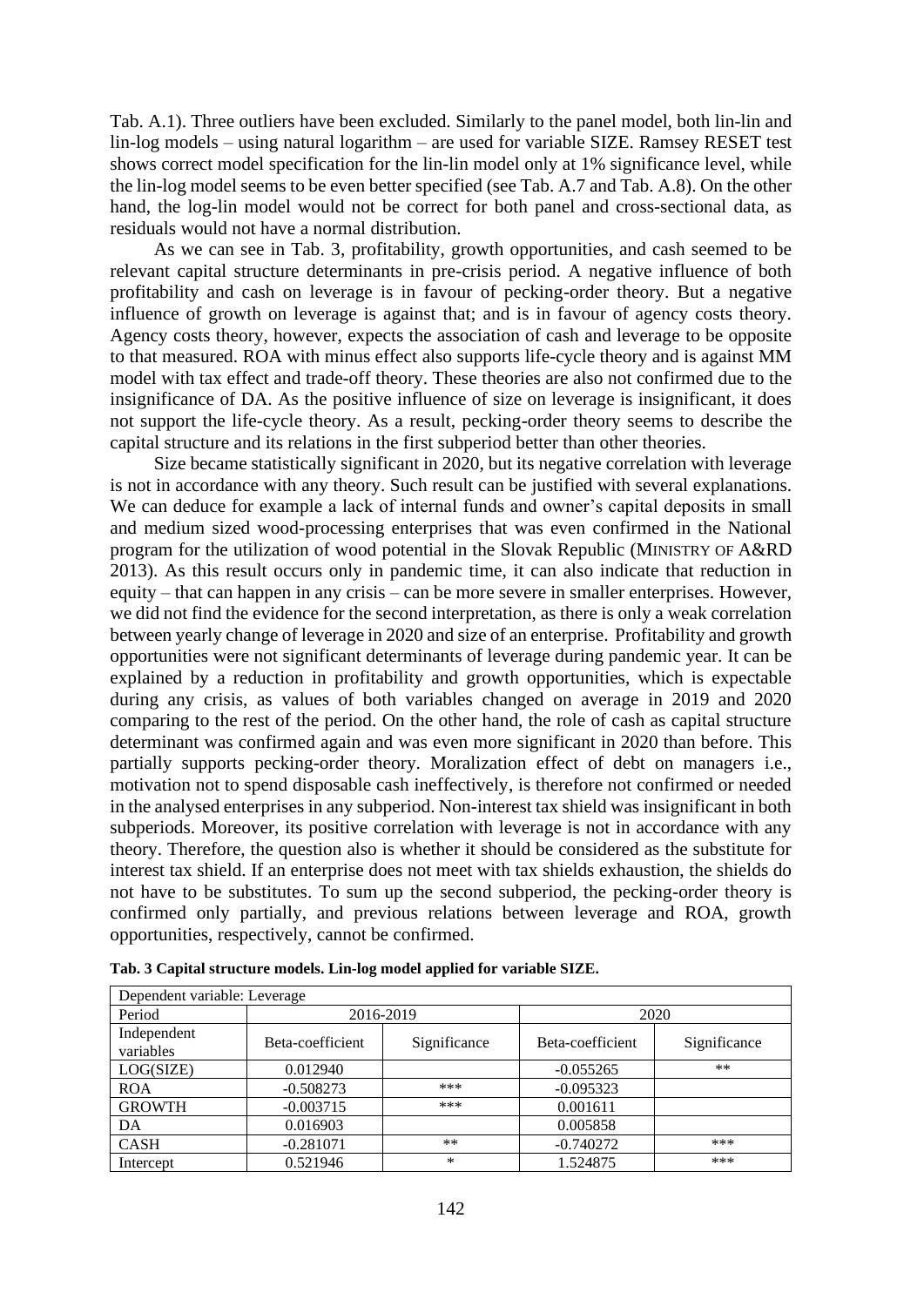Tab. A.1). Three outliers have been excluded. Similarly to the panel model, both lin-lin and lin-log models – using natural logarithm – are used for variable SIZE. Ramsey RESET test shows correct model specification for the lin-lin model only at 1% significance level, while the lin-log model seems to be even better specified (see Tab. A.7 and Tab. A.8). On the other hand, the log-lin model would not be correct for both panel and cross-sectional data, as residuals would not have a normal distribution.

As we can see in Tab. 3, profitability, growth opportunities, and cash seemed to be relevant capital structure determinants in pre-crisis period. A negative influence of both profitability and cash on leverage is in favour of pecking-order theory. But a negative influence of growth on leverage is against that; and is in favour of agency costs theory. Agency costs theory, however, expects the association of cash and leverage to be opposite to that measured. ROA with minus effect also supports life-cycle theory and is against MM model with tax effect and trade-off theory. These theories are also not confirmed due to the insignificance of DA. As the positive influence of size on leverage is insignificant, it does not support the life-cycle theory. As a result, pecking-order theory seems to describe the capital structure and its relations in the first subperiod better than other theories.

Size became statistically significant in 2020, but its negative correlation with leverage is not in accordance with any theory. Such result can be justified with several explanations. We can deduce for example a lack of internal funds and owner's capital deposits in small and medium sized wood-processing enterprises that was even confirmed in the National program for the utilization of wood potential in the Slovak Republic (MINISTRY OF A&RD 2013). As this result occurs only in pandemic time, it can also indicate that reduction in equity – that can happen in any crisis – can be more severe in smaller enterprises. However, we did not find the evidence for the second interpretation, as there is only a weak correlation between yearly change of leverage in 2020 and size of an enterprise. Profitability and growth opportunities were not significant determinants of leverage during pandemic year. It can be explained by a reduction in profitability and growth opportunities, which is expectable during any crisis, as values of both variables changed on average in 2019 and 2020 comparing to the rest of the period. On the other hand, the role of cash as capital structure determinant was confirmed again and was even more significant in 2020 than before. This partially supports pecking-order theory. Moralization effect of debt on managers i.e., motivation not to spend disposable cash ineffectively, is therefore not confirmed or needed in the analysed enterprises in any subperiod. Non-interest tax shield was insignificant in both subperiods. Moreover, its positive correlation with leverage is not in accordance with any theory. Therefore, the question also is whether it should be considered as the substitute for interest tax shield. If an enterprise does not meet with tax shields exhaustion, the shields do not have to be substitutes. To sum up the second subperiod, the pecking-order theory is confirmed only partially, and previous relations between leverage and ROA, growth opportunities, respectively, cannot be confirmed.

**Tab. 3 Capital structure models. Lin-log model applied for variable SIZE.**

| Dependent variable: Leverage | | | | |
|---|---|---|---|---|
| Period | 2016-2019 | | 2020 | |
| Independent variables | Beta-coefficient | Significance | Beta-coefficient | Significance |
| LOG(SIZE) | 0.012940 | | -0.055265 | ** |
| ROA | -0.508273 | *** | -0.095323 | |
| GROWTH | -0.003715 | *** | 0.001611 | |
| DA | 0.016903 | | 0.005858 | |
| CASH | -0.281071 | ** | -0.740272 | *** |
| Intercept | 0.521946 | * | 1.524875 | *** |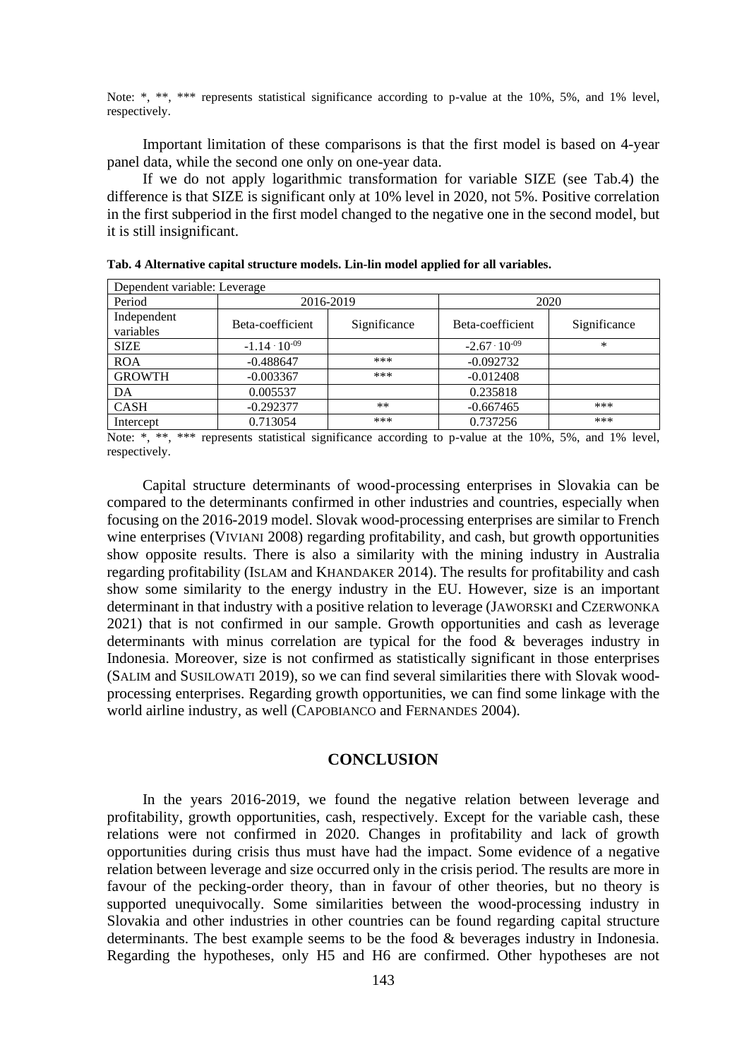Note: *, **, *** represents statistical significance according to p-value at the 10%, 5%, and 1% level, respectively.

Important limitation of these comparisons is that the first model is based on 4-year panel data, while the second one only on one-year data.

If we do not apply logarithmic transformation for variable SIZE (see Tab.4) the difference is that SIZE is significant only at 10% level in 2020, not 5%. Positive correlation in the first subperiod in the first model changed to the negative one in the second model, but it is still insignificant.

**Tab. 4 Alternative capital structure models. Lin-lin model applied for all variables.**

| Dependent variable: Leverage | | | | |
|---|---|---|---|---|
| Period | 2016-2019 | | 2020 | |
| Independent variables | Beta-coefficient | Significance | Beta-coefficient | Significance |
| SIZE | $-1.14 \cdot 10^{-09}$ | | $-2.67 \cdot 10^{-09}$ | * |
| ROA | -0.488647 | *** | -0.092732 | |
| GROWTH | -0.003367 | *** | -0.012408 | |
| DA | 0.005537 | | 0.235818 | |
| CASH | -0.292377 | ** | -0.667465 | *** |
| Intercept | 0.713054 | *** | 0.737256 | *** |

Note: *, **, *** represents statistical significance according to p-value at the 10%, 5%, and 1% level, respectively.

Capital structure determinants of wood-processing enterprises in Slovakia can be compared to the determinants confirmed in other industries and countries, especially when focusing on the 2016-2019 model. Slovak wood-processing enterprises are similar to French wine enterprises (VIVIANI 2008) regarding profitability, and cash, but growth opportunities show opposite results. There is also a similarity with the mining industry in Australia regarding profitability (ISLAM and KHANDAKER 2014). The results for profitability and cash show some similarity to the energy industry in the EU. However, size is an important determinant in that industry with a positive relation to leverage (JAWORSKI and CZERWONKA 2021) that is not confirmed in our sample. Growth opportunities and cash as leverage determinants with minus correlation are typical for the food & beverages industry in Indonesia. Moreover, size is not confirmed as statistically significant in those enterprises (SALIM and SUSILOWATI 2019), so we can find several similarities there with Slovak wood-processing enterprises. Regarding growth opportunities, we can find some linkage with the world airline industry, as well (CAPOBIANCO and FERNANDES 2004).

## CONCLUSION

In the years 2016-2019, we found the negative relation between leverage and profitability, growth opportunities, cash, respectively. Except for the variable cash, these relations were not confirmed in 2020. Changes in profitability and lack of growth opportunities during crisis thus must have had the impact. Some evidence of a negative relation between leverage and size occurred only in the crisis period. The results are more in favour of the pecking-order theory, than in favour of other theories, but no theory is supported unequivocally. Some similarities between the wood-processing industry in Slovakia and other industries in other countries can be found regarding capital structure determinants. The best example seems to be the food & beverages industry in Indonesia. Regarding the hypotheses, only H5 and H6 are confirmed. Other hypotheses are not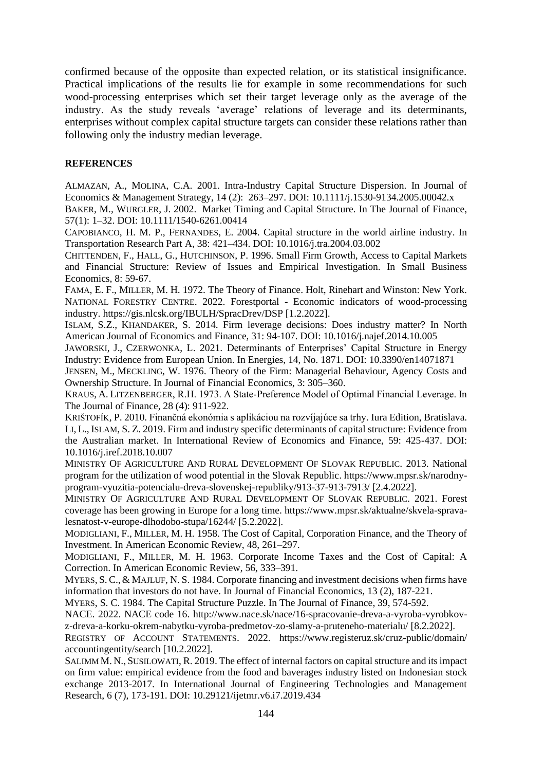confirmed because of the opposite than expected relation, or its statistical insignificance. Practical implications of the results lie for example in some recommendations for such wood-processing enterprises which set their target leverage only as the average of the industry. As the study reveals 'average' relations of leverage and its determinants, enterprises without complex capital structure targets can consider these relations rather than following only the industry median leverage.

## REFERENCES

ALMAZAN, A., MOLINA, C.A. 2001. Intra-Industry Capital Structure Dispersion. In Journal of Economics & Management Strategy, 14 (2): 263–297. DOI: 10.1111/j.1530-9134.2005.00042.x

BAKER, M., WURGLER, J. 2002. Market Timing and Capital Structure. In The Journal of Finance, 57(1): 1–32. DOI: 10.1111/1540-6261.00414

CAPOBIANCO, H. M. P., FERNANDES, E. 2004. Capital structure in the world airline industry. In Transportation Research Part A, 38: 421–434. DOI: 10.1016/j.tra.2004.03.002

CHITTENDEN, F., HALL, G., HUTCHINSON, P. 1996. Small Firm Growth, Access to Capital Markets and Financial Structure: Review of Issues and Empirical Investigation. In Small Business Economics, 8: 59-67.

FAMA, E. F., MILLER, M. H. 1972. The Theory of Finance. Holt, Rinehart and Winston: New York.

NATIONAL FORESTRY CENTRE. 2022. Forestportal - Economic indicators of wood-processing industry. https://gis.nlcsk.org/IBULH/SpracDrev/DSP [1.2.2022].

ISLAM, S.Z., KHANDAKER, S. 2014. Firm leverage decisions: Does industry matter? In North American Journal of Economics and Finance, 31: 94-107. DOI: 10.1016/j.najef.2014.10.005

JAWORSKI, J., CZERWONKA, L. 2021. Determinants of Enterprises' Capital Structure in Energy Industry: Evidence from European Union. In Energies, 14, No. 1871. DOI: 10.3390/en14071871

JENSEN, M., MECKLING, W. 1976. Theory of the Firm: Managerial Behaviour, Agency Costs and Ownership Structure. In Journal of Financial Economics, 3: 305–360.

KRAUS, A. LITZENBERGER, R.H. 1973. A State-Preference Model of Optimal Financial Leverage. In The Journal of Finance, 28 (4): 911-922.

KRIŠTOFÍK, P. 2010. Finančná ekonómia s aplikáciou na rozvíjajúce sa trhy. Iura Edition, Bratislava.

LI, L., ISLAM, S. Z. 2019. Firm and industry specific determinants of capital structure: Evidence from the Australian market. In International Review of Economics and Finance, 59: 425-437. DOI: 10.1016/j.iref.2018.10.007

MINISTRY OF AGRICULTURE AND RURAL DEVELOPMENT OF SLOVAK REPUBLIC. 2013. National program for the utilization of wood potential in the Slovak Republic. https://www.mpsr.sk/narodny-program-vyuzitia-potencialu-dreva-slovenskej-republiky/913-37-913-7913/ [2.4.2022].

MINISTRY OF AGRICULTURE AND RURAL DEVELOPMENT OF SLOVAK REPUBLIC. 2021. Forest coverage has been growing in Europe for a long time. https://www.mpsr.sk/aktualne/skvela-sprava-lesnatost-v-europe-dlhodobo-stupa/16244/ [5.2.2022].

MODIGLIANI, F., MILLER, M. H. 1958. The Cost of Capital, Corporation Finance, and the Theory of Investment. In American Economic Review, 48, 261–297.

MODIGLIANI, F., MILLER, M. H. 1963. Corporate Income Taxes and the Cost of Capital: A Correction. In American Economic Review, 56, 333–391.

MYERS, S. C., & MAJLUF, N. S. 1984. Corporate financing and investment decisions when firms have information that investors do not have. In Journal of Financial Economics, 13 (2), 187-221.

MYERS, S. C. 1984. The Capital Structure Puzzle. In The Journal of Finance, 39, 574-592.

NACE. 2022. NACE code 16. http://www.nace.sk/nace/16-spracovanie-dreva-a-vyroba-vyrobkov-z-dreva-a-korku-okrem-nabytku-vyroba-predmetov-zo-slamy-a-pruteneho-materialu/ [8.2.2022].

REGISTRY OF ACCOUNT STATEMENTS. 2022. https://www.registeruz.sk/cruz-public/domain/accountingentity/search [10.2.2022].

SALIMM M. N., SUSILOWATI, R. 2019. The effect of internal factors on capital structure and its impact on firm value: empirical evidence from the food and baverages industry listed on Indonesian stock exchange 2013-2017. In International Journal of Engineering Technologies and Management Research, 6 (7), 173-191. DOI: 10.29121/ijetmr.v6.i7.2019.434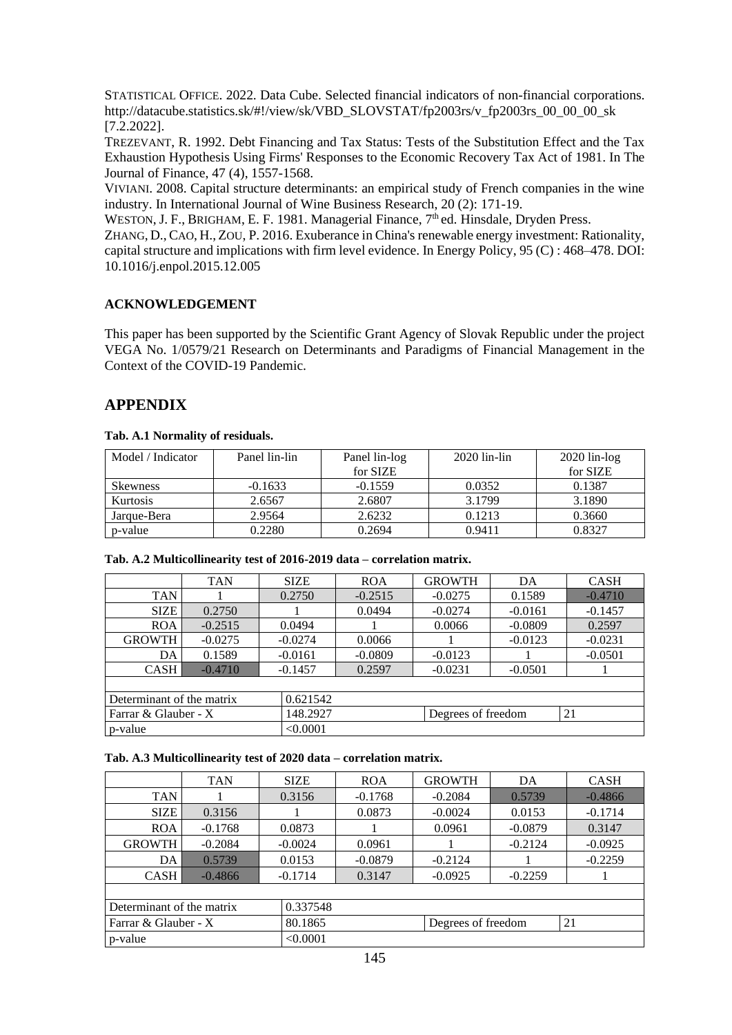STATISTICAL OFFICE. 2022. Data Cube. Selected financial indicators of non-financial corporations. http://datacube.statistics.sk/#!/view/sk/VBD_SLOVSTAT/fp2003rs/v_fp2003rs_00_00_00_sk [7.2.2022].

TREZEVANT, R. 1992. Debt Financing and Tax Status: Tests of the Substitution Effect and the Tax Exhaustion Hypothesis Using Firms' Responses to the Economic Recovery Tax Act of 1981. In The Journal of Finance, 47 (4), 1557-1568.

VIVIANI. 2008. Capital structure determinants: an empirical study of French companies in the wine industry. In International Journal of Wine Business Research, 20 (2): 171-19.

WESTON, J. F., BRIGHAM, E. F. 1981. Managerial Finance, 7th ed. Hinsdale, Dryden Press.

ZHANG, D., CAO, H., ZOU, P. 2016. Exuberance in China's renewable energy investment: Rationality, capital structure and implications with firm level evidence. In Energy Policy, 95 (C) : 468–478. DOI: 10.1016/j.enpol.2015.12.005

### ACKNOWLEDGEMENT

This paper has been supported by the Scientific Grant Agency of Slovak Republic under the project VEGA No. 1/0579/21 Research on Determinants and Paradigms of Financial Management in the Context of the COVID-19 Pandemic.

## APPENDIX

**Tab. A.1 Normality of residuals.**

| Model / Indicator | Panel lin-lin | Panel lin-log for SIZE | 2020 lin-lin | 2020 lin-log for SIZE |
|---|---|---|---|---|
| Skewness | -0.1633 | -0.1559 | 0.0352 | 0.1387 |
| Kurtosis | 2.6567 | 2.6807 | 3.1799 | 3.1890 |
| Jarque-Bera | 2.9564 | 2.6232 | 0.1213 | 0.3660 |
| p-value | 0.2280 | 0.2694 | 0.9411 | 0.8327 |

**Tab. A.2 Multicollinearity test of 2016-2019 data – correlation matrix.**

| | TAN | SIZE | ROA | GROWTH | DA | CASH |
|---|---|---|---|---|---|---|
| TAN | 1 | 0.2750 | -0.2515 | -0.0275 | 0.1589 | -0.4710 |
| SIZE | 0.2750 | 1 | 0.0494 | -0.0274 | -0.0161 | -0.1457 |
| ROA | -0.2515 | 0.0494 | 1 | 0.0066 | -0.0809 | 0.2597 |
| GROWTH | -0.0275 | -0.0274 | 0.0066 | 1 | -0.0123 | -0.0231 |
| DA | 0.1589 | -0.0161 | -0.0809 | -0.0123 | 1 | -0.0501 |
| CASH | -0.4710 | -0.1457 | 0.2597 | -0.0231 | -0.0501 | 1 |
| Determinant of the matrix | | 0.621542 | | | | |
| Farrar & Glauber - X | | 148.2927 | | Degrees of freedom | | 21 |
| p-value | | <0.0001 | | | | |

**Tab. A.3 Multicollinearity test of 2020 data – correlation matrix.**

| | TAN | SIZE | ROA | GROWTH | DA | CASH |
|---|---|---|---|---|---|---|
| TAN | 1 | 0.3156 | -0.1768 | -0.2084 | 0.5739 | -0.4866 |
| SIZE | 0.3156 | 1 | 0.0873 | -0.0024 | 0.0153 | -0.1714 |
| ROA | -0.1768 | 0.0873 | 1 | 0.0961 | -0.0879 | 0.3147 |
| GROWTH | -0.2084 | -0.0024 | 0.0961 | 1 | -0.2124 | -0.0925 |
| DA | 0.5739 | 0.0153 | -0.0879 | -0.2124 | 1 | -0.2259 |
| CASH | -0.4866 | -0.1714 | 0.3147 | -0.0925 | -0.2259 | 1 |
| Determinant of the matrix | | 0.337548 | | | | |
| Farrar & Glauber - X | | 80.1865 | | Degrees of freedom | | 21 |
| p-value | | <0.0001 | | | | |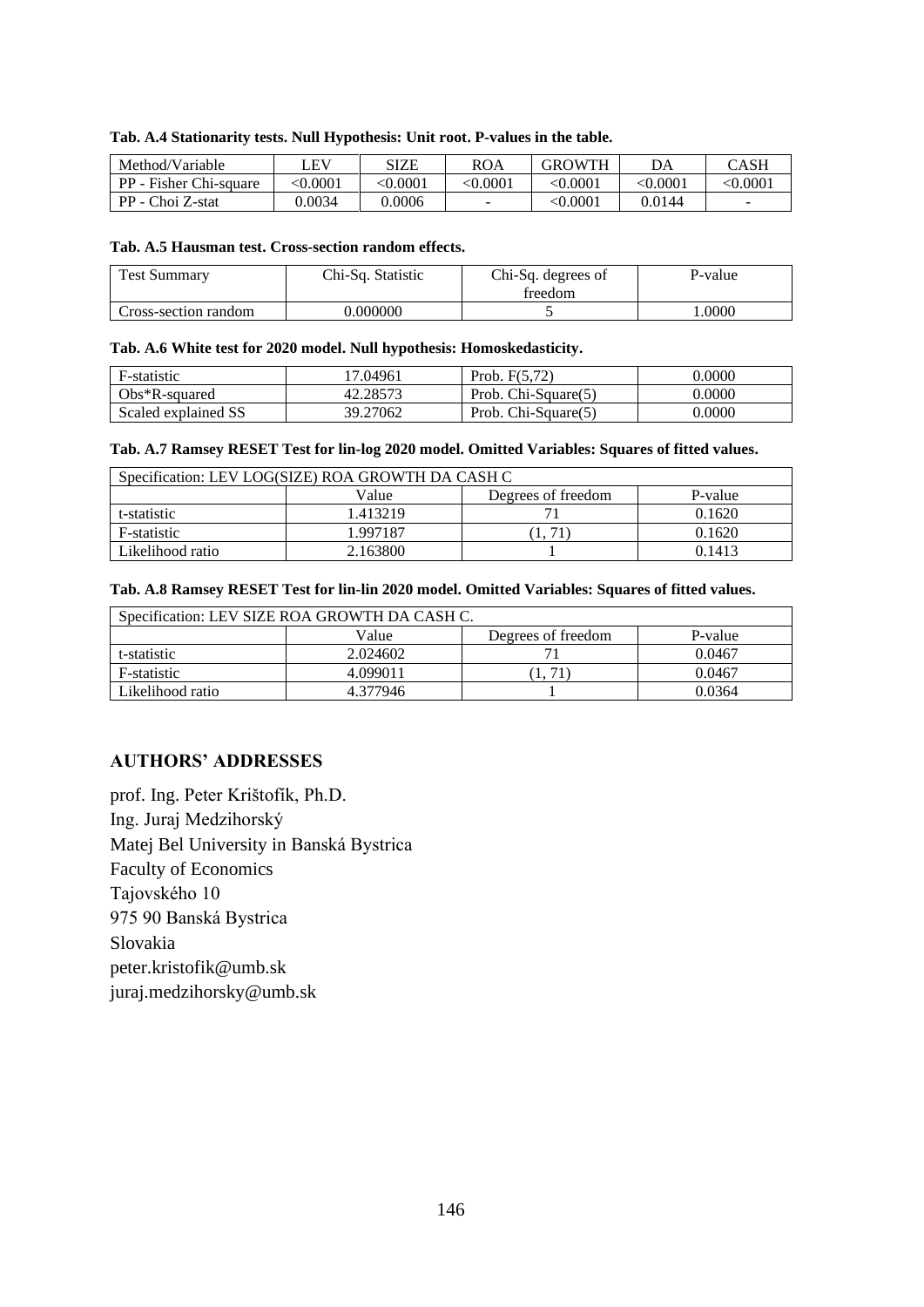**Tab. A.4 Stationarity tests. Null Hypothesis: Unit root. P-values in the table.**

| Method/Variable | LEV | SIZE | ROA | GROWTH | DA | CASH |
|---|---|---|---|---|---|---|
| PP - Fisher Chi-square | <0.0001 | <0.0001 | <0.0001 | <0.0001 | <0.0001 | <0.0001 |
| PP - Choi Z-stat | 0.0034 | 0.0006 | - | <0.0001 | 0.0144 | - |

**Tab. A.5 Hausman test. Cross-section random effects.**

| Test Summary | Chi-Sq. Statistic | Chi-Sq. degrees of freedom | P-value |
|---|---|---|---|
| Cross-section random | 0.000000 | 5 | 1.0000 |

**Tab. A.6 White test for 2020 model. Null hypothesis: Homoskedasticity.**

| | | | |
|---|---|---|---|
| F-statistic | 17.04961 | Prob. F(5,72) | 0.0000 |
| Obs*R-squared | 42.28573 | Prob. Chi-Square(5) | 0.0000 |
| Scaled explained SS | 39.27062 | Prob. Chi-Square(5) | 0.0000 |

**Tab. A.7 Ramsey RESET Test for lin-log 2020 model. Omitted Variables: Squares of fitted values.**

| Specification: LEV LOG(SIZE) ROA GROWTH DA CASH C | | | |
|---|---|---|---|
| | Value | Degrees of freedom | P-value |
| t-statistic | 1.413219 | 71 | 0.1620 |
| F-statistic | 1.997187 | (1, 71) | 0.1620 |
| Likelihood ratio | 2.163800 | 1 | 0.1413 |

**Tab. A.8 Ramsey RESET Test for lin-lin 2020 model. Omitted Variables: Squares of fitted values.**

| Specification: LEV SIZE ROA GROWTH DA CASH C. | | | |
|---|---|---|---|
| | Value | Degrees of freedom | P-value |
| t-statistic | 2.024602 | 71 | 0.0467 |
| F-statistic | 4.099011 | (1, 71) | 0.0467 |
| Likelihood ratio | 4.377946 | 1 | 0.0364 |

## AUTHORS' ADDRESSES

prof. Ing. Peter Krištofík, Ph.D.
Ing. Juraj Medzihorský
Matej Bel University in Banská Bystrica
Faculty of Economics
Tajovského 10
975 90 Banská Bystrica
Slovakia
peter.kristofik@umb.sk
juraj.medzihorsky@umb.sk